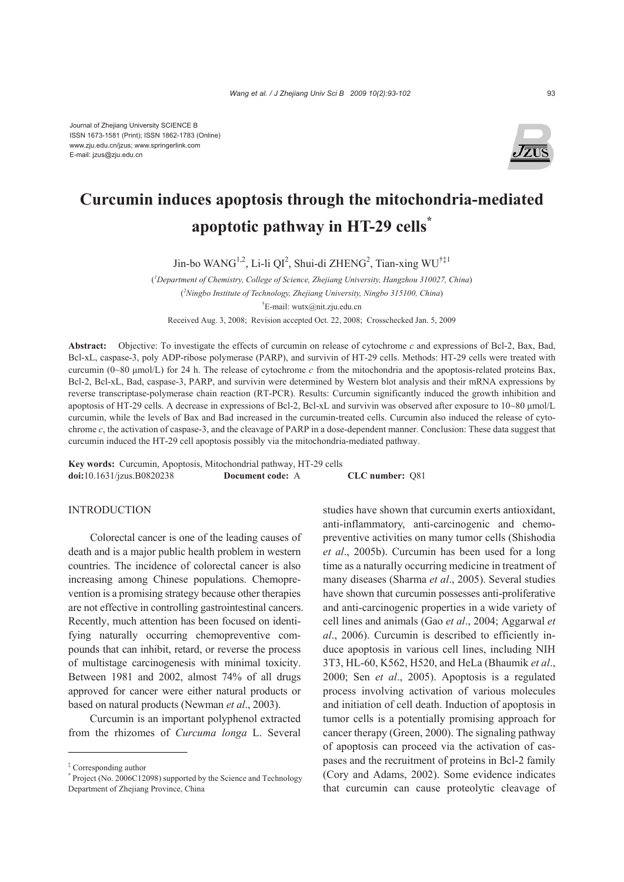Journal of Zhejiang University SCIENCE B
ISSN 1673-1581 (Print); ISSN 1862-1783 (Online)
www.zju.edu.cn/jzus; www.springerlink.com
E-mail: jzus@zju.edu.cn

# Curcumin induces apoptosis through the mitochondria-mediated apoptotic pathway in HT-29 cells*

Jin-bo WANG[1,2], Li-li QI[2], Shui-di ZHENG[2], Tian-xing WU[†‡1]

([1]Department of Chemistry, College of Science, Zhejiang University, Hangzhou 310027, China)

([2]Ningbo Institute of Technology, Zhejiang University, Ningbo 315100, China)

[†]E-mail: wutx@nit.zju.edu.cn

Received Aug. 3, 2008; Revision accepted Oct. 22, 2008; Crosschecked Jan. 5, 2009

**Abstract:** Objective: To investigate the effects of curcumin on release of cytochrome *c* and expressions of Bcl-2, Bax, Bad, Bcl-xL, caspase-3, poly ADP-ribose polymerase (PARP), and survivin of HT-29 cells. Methods: HT-29 cells were treated with curcumin (0~80 μmol/L) for 24 h. The release of cytochrome *c* from the mitochondria and the apoptosis-related proteins Bax, Bcl-2, Bcl-xL, Bad, caspase-3, PARP, and survivin were determined by Western blot analysis and their mRNA expressions by reverse transcriptase-polymerase chain reaction (RT-PCR). Results: Curcumin significantly induced the growth inhibition and apoptosis of HT-29 cells. A decrease in expressions of Bcl-2, Bcl-xL and survivin was observed after exposure to 10~80 μmol/L curcumin, while the levels of Bax and Bad increased in the curcumin-treated cells. Curcumin also induced the release of cytochrome *c*, the activation of caspase-3, and the cleavage of PARP in a dose-dependent manner. Conclusion: These data suggest that curcumin induced the HT-29 cell apoptosis possibly via the mitochondria-mediated pathway.

**Key words:** Curcumin, Apoptosis, Mitochondrial pathway, HT-29 cells
**doi:**10.1631/jzus.B0820238 **Document code:** A **CLC number:** Q81

## INTRODUCTION

Colorectal cancer is one of the leading causes of death and is a major public health problem in western countries. The incidence of colorectal cancer is also increasing among Chinese populations. Chemoprevention is a promising strategy because other therapies are not effective in controlling gastrointestinal cancers. Recently, much attention has been focused on identifying naturally occurring chemopreventive compounds that can inhibit, retard, or reverse the process of multistage carcinogenesis with minimal toxicity. Between 1981 and 2002, almost 74% of all drugs approved for cancer were either natural products or based on natural products (Newman *et al*., 2003).

Curcumin is an important polyphenol extracted from the rhizomes of *Curcuma longa* L. Several studies have shown that curcumin exerts antioxidant, anti-inflammatory, anti-carcinogenic and chemopreventive activities on many tumor cells (Shishodia *et al*., 2005b). Curcumin has been used for a long time as a naturally occurring medicine in treatment of many diseases (Sharma *et al*., 2005). Several studies have shown that curcumin possesses anti-proliferative and anti-carcinogenic properties in a wide variety of cell lines and animals (Gao *et al*., 2004; Aggarwal *et al*., 2006). Curcumin is described to efficiently induce apoptosis in various cell lines, including NIH 3T3, HL-60, K562, H520, and HeLa (Bhaumik *et al*., 2000; Sen *et al*., 2005). Apoptosis is a regulated process involving activation of various molecules and initiation of cell death. Induction of apoptosis in tumor cells is a potentially promising approach for cancer therapy (Green, 2000). The signaling pathway of apoptosis can proceed via the activation of caspases and the recruitment of proteins in Bcl-2 family (Cory and Adams, 2002). Some evidence indicates that curcumin can cause proteolytic cleavage of

---

‡ Corresponding author

\* Project (No. 2006C12098) supported by the Science and Technology Department of Zhejiang Province, China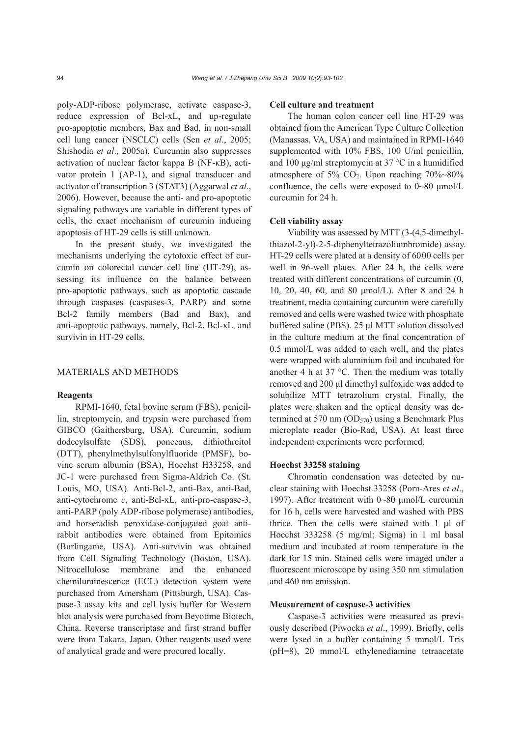poly-ADP-ribose polymerase, activate caspase-3, reduce expression of Bcl-xL, and up-regulate pro-apoptotic members, Bax and Bad, in non-small cell lung cancer (NSCLC) cells (Sen *et al*., 2005; Shishodia *et al*., 2005a). Curcumin also suppresses activation of nuclear factor kappa B (NF-κB), activator protein 1 (AP-1), and signal transducer and activator of transcription 3 (STAT3) (Aggarwal *et al*., 2006). However, because the anti- and pro-apoptotic signaling pathways are variable in different types of cells, the exact mechanism of curcumin inducing apoptosis of HT-29 cells is still unknown.

In the present study, we investigated the mechanisms underlying the cytotoxic effect of curcumin on colorectal cancer cell line (HT-29), assessing its influence on the balance between pro-apoptotic pathways, such as apoptotic cascade through caspases (caspases-3, PARP) and some Bcl-2 family members (Bad and Bax), and anti-apoptotic pathways, namely, Bcl-2, Bcl-xL, and survivin in HT-29 cells.

## MATERIALS AND METHODS

### Reagents

RPMI-1640, fetal bovine serum (FBS), penicillin, streptomycin, and trypsin were purchased from GIBCO (Gaithersburg, USA). Curcumin, sodium dodecylsulfate (SDS), ponceaus, dithiothreitol (DTT), phenylmethylsulfonylfluoride (PMSF), bovine serum albumin (BSA), Hoechst H33258, and JC-1 were purchased from Sigma-Aldrich Co. (St. Louis, MO, USA). Anti-Bcl-2, anti-Bax, anti-Bad, anti-cytochrome *c*, anti-Bcl-xL, anti-pro-caspase-3, anti-PARP (poly ADP-ribose polymerase) antibodies, and horseradish peroxidase-conjugated goat anti-rabbit antibodies were obtained from Epitomics (Burlingame, USA). Anti-survivin was obtained from Cell Signaling Technology (Boston, USA). Nitrocellulose membrane and the enhanced chemiluminescence (ECL) detection system were purchased from Amersham (Pittsburgh, USA). Caspase-3 assay kits and cell lysis buffer for Western blot analysis were purchased from Beyotime Biotech, China. Reverse transcriptase and first strand buffer were from Takara, Japan. Other reagents used were of analytical grade and were procured locally.

### Cell culture and treatment

The human colon cancer cell line HT-29 was obtained from the American Type Culture Collection (Manassas, VA, USA) and maintained in RPMI-1640 supplemented with 10% FBS, 100 U/ml penicillin, and 100 μg/ml streptomycin at 37 °C in a humidified atmosphere of 5% $CO_2$. Upon reaching 70%~80% confluence, the cells were exposed to 0~80 μmol/L curcumin for 24 h.

### Cell viability assay

Viability was assessed by MTT (3-(4,5-dimethylthiazol-2-yl)-2-5-diphenyltetrazoliumbromide) assay. HT-29 cells were plated at a density of 6000 cells per well in 96-well plates. After 24 h, the cells were treated with different concentrations of curcumin (0, 10, 20, 40, 60, and 80 μmol/L). After 8 and 24 h treatment, media containing curcumin were carefully removed and cells were washed twice with phosphate buffered saline (PBS). 25 μl MTT solution dissolved in the culture medium at the final concentration of 0.5 mmol/L was added to each well, and the plates were wrapped with aluminium foil and incubated for another 4 h at 37 °C. Then the medium was totally removed and 200 μl dimethyl sulfoxide was added to solubilize MTT tetrazolium crystal. Finally, the plates were shaken and the optical density was determined at 570 nm ($OD_{570}$) using a Benchmark Plus microplate reader (Bio-Rad, USA). At least three independent experiments were performed.

### Hoechst 33258 staining

Chromatin condensation was detected by nuclear staining with Hoechst 33258 (Porn-Ares *et al*., 1997). After treatment with 0~80 μmol/L curcumin for 16 h, cells were harvested and washed with PBS thrice. Then the cells were stained with 1 μl of Hoechst 333258 (5 mg/ml; Sigma) in 1 ml basal medium and incubated at room temperature in the dark for 15 min. Stained cells were imaged under a fluorescent microscope by using 350 nm stimulation and 460 nm emission.

### Measurement of caspase-3 activities

Caspase-3 activities were measured as previously described (Piwocka *et al*., 1999). Briefly, cells were lysed in a buffer containing 5 mmol/L Tris (pH=8), 20 mmol/L ethylenediamine tetraacetate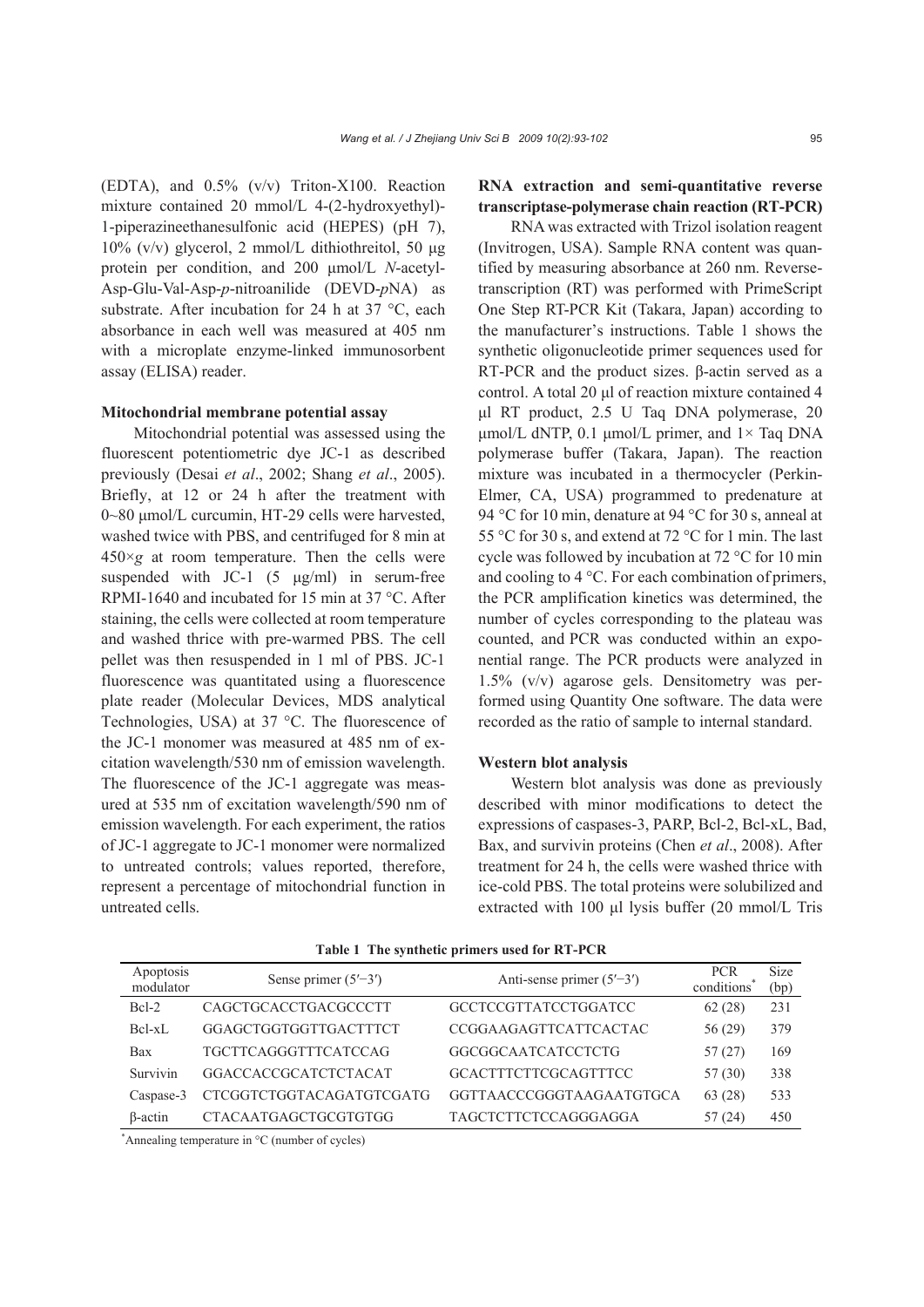(EDTA), and 0.5% (v/v) Triton-X100. Reaction mixture contained 20 mmol/L 4-(2-hydroxyethyl)-1-piperazineethanesulfonic acid (HEPES) (pH 7), 10% (v/v) glycerol, 2 mmol/L dithiothreitol, 50 μg protein per condition, and 200 μmol/L *N*-acetyl-Asp-Glu-Val-Asp-*p*-nitroanilide (DEVD-*p*NA) as substrate. After incubation for 24 h at 37 °C, each absorbance in each well was measured at 405 nm with a microplate enzyme-linked immunosorbent assay (ELISA) reader.

#### Mitochondrial membrane potential assay

Mitochondrial potential was assessed using the fluorescent potentiometric dye JC-1 as described previously (Desai *et al*., 2002; Shang *et al*., 2005). Briefly, at 12 or 24 h after the treatment with 0~80 μmol/L curcumin, HT-29 cells were harvested, washed twice with PBS, and centrifuged for 8 min at 450×*g* at room temperature. Then the cells were suspended with JC-1 (5 μg/ml) in serum-free RPMI-1640 and incubated for 15 min at 37 °C. After staining, the cells were collected at room temperature and washed thrice with pre-warmed PBS. The cell pellet was then resuspended in 1 ml of PBS. JC-1 fluorescence was quantitated using a fluorescence plate reader (Molecular Devices, MDS analytical Technologies, USA) at 37 °C. The fluorescence of the JC-1 monomer was measured at 485 nm of excitation wavelength/530 nm of emission wavelength. The fluorescence of the JC-1 aggregate was measured at 535 nm of excitation wavelength/590 nm of emission wavelength. For each experiment, the ratios of JC-1 aggregate to JC-1 monomer were normalized to untreated controls; values reported, therefore, represent a percentage of mitochondrial function in untreated cells.

#### RNA extraction and semi-quantitative reverse transcriptase-polymerase chain reaction (RT-PCR)

RNA was extracted with Trizol isolation reagent (Invitrogen, USA). Sample RNA content was quantified by measuring absorbance at 260 nm. Reverse-transcription (RT) was performed with PrimeScript One Step RT-PCR Kit (Takara, Japan) according to the manufacturer's instructions. Table 1 shows the synthetic oligonucleotide primer sequences used for RT-PCR and the product sizes. β-actin served as a control. A total 20 μl of reaction mixture contained 4 μl RT product, 2.5 U Taq DNA polymerase, 20 μmol/L dNTP, 0.1 μmol/L primer, and 1× Taq DNA polymerase buffer (Takara, Japan). The reaction mixture was incubated in a thermocycler (Perkin-Elmer, CA, USA) programmed to predenature at 94 °C for 10 min, denature at 94 °C for 30 s, anneal at 55 °C for 30 s, and extend at 72 °C for 1 min. The last cycle was followed by incubation at 72 °C for 10 min and cooling to 4 °C. For each combination of primers, the PCR amplification kinetics was determined, the number of cycles corresponding to the plateau was counted, and PCR was conducted within an exponential range. The PCR products were analyzed in 1.5% (v/v) agarose gels. Densitometry was performed using Quantity One software. The data were recorded as the ratio of sample to internal standard.

#### Western blot analysis

Western blot analysis was done as previously described with minor modifications to detect the expressions of caspases-3, PARP, Bcl-2, Bcl-xL, Bad, Bax, and survivin proteins (Chen *et al*., 2008). After treatment for 24 h, the cells were washed thrice with ice-cold PBS. The total proteins were solubilized and extracted with 100 μl lysis buffer (20 mmol/L Tris

**Table 1 The synthetic primers used for RT-PCR**

| Apoptosis modulator | Sense primer (5′−3′) | Anti-sense primer (5′−3′) | PCR conditions* | Size (bp) |
|---|---|---|---|---|
| Bcl-2 | CAGCTGCACCTGACGCCCTT | GCCTCCGTTATCCTGGATCC | 62 (28) | 231 |
| Bcl-xL | GGAGCTGGTGGTTGACTTTCT | CCGGAAGAGTTCATTCACTAC | 56 (29) | 379 |
| Bax | TGCTTCAGGGTTTCATCCAG | GGCGGCAATCATCCTCTG | 57 (27) | 169 |
| Survivin | GGACCACCGCATCTCTACAT | GCACTTTCTTCGCAGTTTCC | 57 (30) | 338 |
| Caspase-3 | CTCGGTCTGGTACAGATGTCGATG | GGTTAACCCGGGTAAGAATGTGCA | 63 (28) | 533 |
| β-actin | CTACAATGAGCTGCGTGTGG | TAGCTCTTCTCCAGGGAGGA | 57 (24) | 450 |

*Annealing temperature in °C (number of cycles)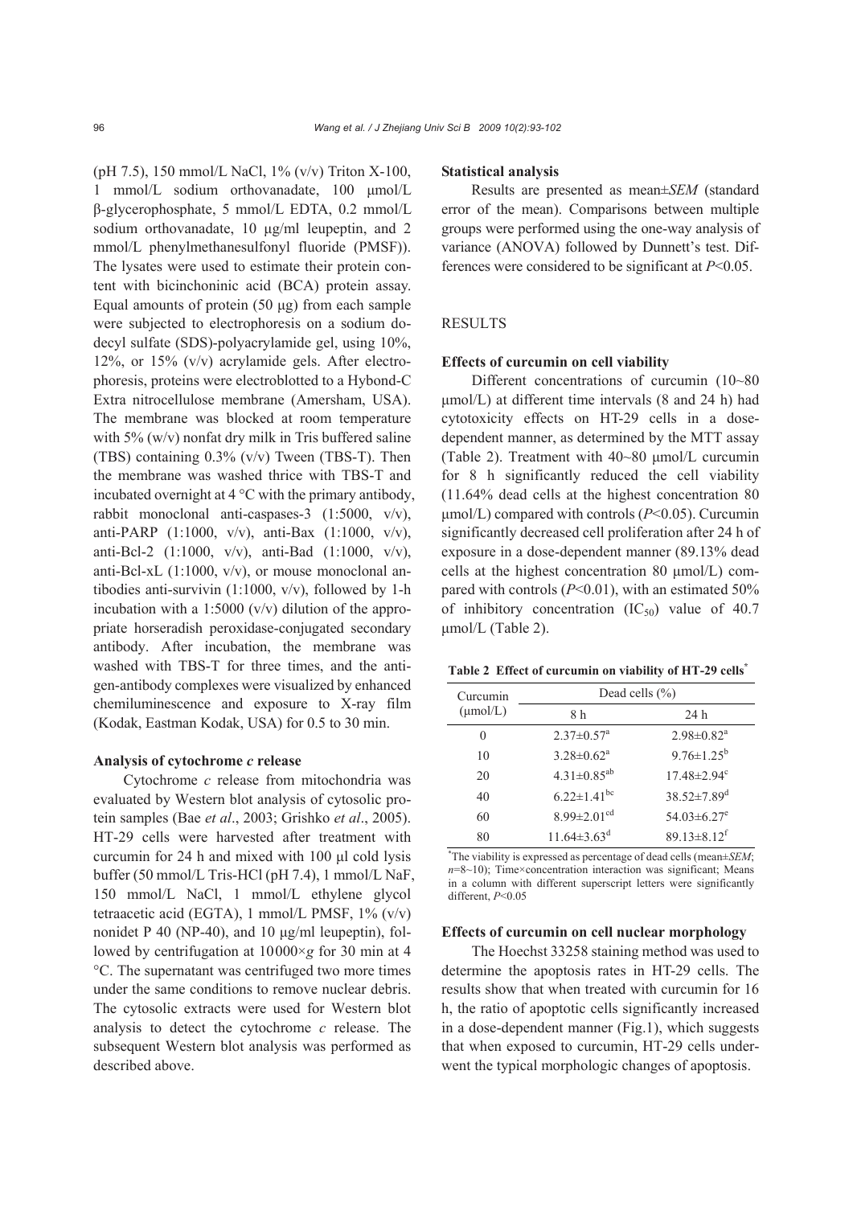(pH 7.5), 150 mmol/L NaCl, 1% (v/v) Triton X-100, 1 mmol/L sodium orthovanadate, 100 μmol/L β-glycerophosphate, 5 mmol/L EDTA, 0.2 mmol/L sodium orthovanadate, 10 μg/ml leupeptin, and 2 mmol/L phenylmethanesulfonyl fluoride (PMSF)). The lysates were used to estimate their protein content with bicinchoninic acid (BCA) protein assay. Equal amounts of protein (50 μg) from each sample were subjected to electrophoresis on a sodium dodecyl sulfate (SDS)-polyacrylamide gel, using 10%, 12%, or 15% (v/v) acrylamide gels. After electrophoresis, proteins were electroblotted to a Hybond-C Extra nitrocellulose membrane (Amersham, USA). The membrane was blocked at room temperature with 5% (w/v) nonfat dry milk in Tris buffered saline (TBS) containing 0.3% (v/v) Tween (TBS-T). Then the membrane was washed thrice with TBS-T and incubated overnight at 4 °C with the primary antibody, rabbit monoclonal anti-caspases-3 (1:5000, v/v), anti-PARP (1:1000, v/v), anti-Bax (1:1000, v/v), anti-Bcl-2 (1:1000, v/v), anti-Bad (1:1000, v/v), anti-Bcl-xL (1:1000, v/v), or mouse monoclonal antibodies anti-survivin (1:1000, v/v), followed by 1-h incubation with a 1:5000 (v/v) dilution of the appropriate horseradish peroxidase-conjugated secondary antibody. After incubation, the membrane was washed with TBS-T for three times, and the antigen-antibody complexes were visualized by enhanced chemiluminescence and exposure to X-ray film (Kodak, Eastman Kodak, USA) for 0.5 to 30 min.

### Analysis of cytochrome *c* release

Cytochrome *c* release from mitochondria was evaluated by Western blot analysis of cytosolic protein samples (Bae *et al*., 2003; Grishko *et al*., 2005). HT-29 cells were harvested after treatment with curcumin for 24 h and mixed with 100 μl cold lysis buffer (50 mmol/L Tris-HCl (pH 7.4), 1 mmol/L NaF, 150 mmol/L NaCl, 1 mmol/L ethylene glycol tetraacetic acid (EGTA), 1 mmol/L PMSF, 1% (v/v) nonidet P 40 (NP-40), and 10 μg/ml leupeptin), followed by centrifugation at 10000×*g* for 30 min at 4 °C. The supernatant was centrifuged two more times under the same conditions to remove nuclear debris. The cytosolic extracts were used for Western blot analysis to detect the cytochrome *c* release. The subsequent Western blot analysis was performed as described above.

### Statistical analysis

Results are presented as mean±*SEM* (standard error of the mean). Comparisons between multiple groups were performed using the one-way analysis of variance (ANOVA) followed by Dunnett's test. Differences were considered to be significant at $P<0.05$.

## RESULTS

### Effects of curcumin on cell viability

Different concentrations of curcumin (10~80 μmol/L) at different time intervals (8 and 24 h) had cytotoxicity effects on HT-29 cells in a dose-dependent manner, as determined by the MTT assay (Table 2). Treatment with 40~80 μmol/L curcumin for 8 h significantly reduced the cell viability (11.64% dead cells at the highest concentration 80 μmol/L) compared with controls ($P<0.05$). Curcumin significantly decreased cell proliferation after 24 h of exposure in a dose-dependent manner (89.13% dead cells at the highest concentration 80 μmol/L) compared with controls ($P<0.01$), with an estimated 50% of inhibitory concentration ($IC_{50}$) value of 40.7 μmol/L (Table 2).

**Table 2 Effect of curcumin on viability of HT-29 cells[*]**

| Curcumin (μmol/L) | Dead cells (%) | |
|---|---|---|
| | 8 h | 24 h |
| 0 | $2.37\pm0.57^{a}$ | $2.98\pm0.82^{a}$ |
| 10 | $3.28\pm0.62^{a}$ | $9.76\pm1.25^{b}$ |
| 20 | $4.31\pm0.85^{ab}$ | $17.48\pm2.94^{c}$ |
| 40 | $6.22\pm1.41^{bc}$ | $38.52\pm7.89^{d}$ |
| 60 | $8.99\pm2.01^{cd}$ | $54.03\pm6.27^{e}$ |
| 80 | $11.64\pm3.63^{d}$ | $89.13\pm8.12^{f}$ |

[*]The viability is expressed as percentage of dead cells (mean±*SEM*; $n$=8~10); Time×concentration interaction was significant; Means in a column with different superscript letters were significantly different, $P<0.05$

### Effects of curcumin on cell nuclear morphology

The Hoechst 33258 staining method was used to determine the apoptosis rates in HT-29 cells. The results show that when treated with curcumin for 16 h, the ratio of apoptotic cells significantly increased in a dose-dependent manner (Fig.1), which suggests that when exposed to curcumin, HT-29 cells underwent the typical morphologic changes of apoptosis.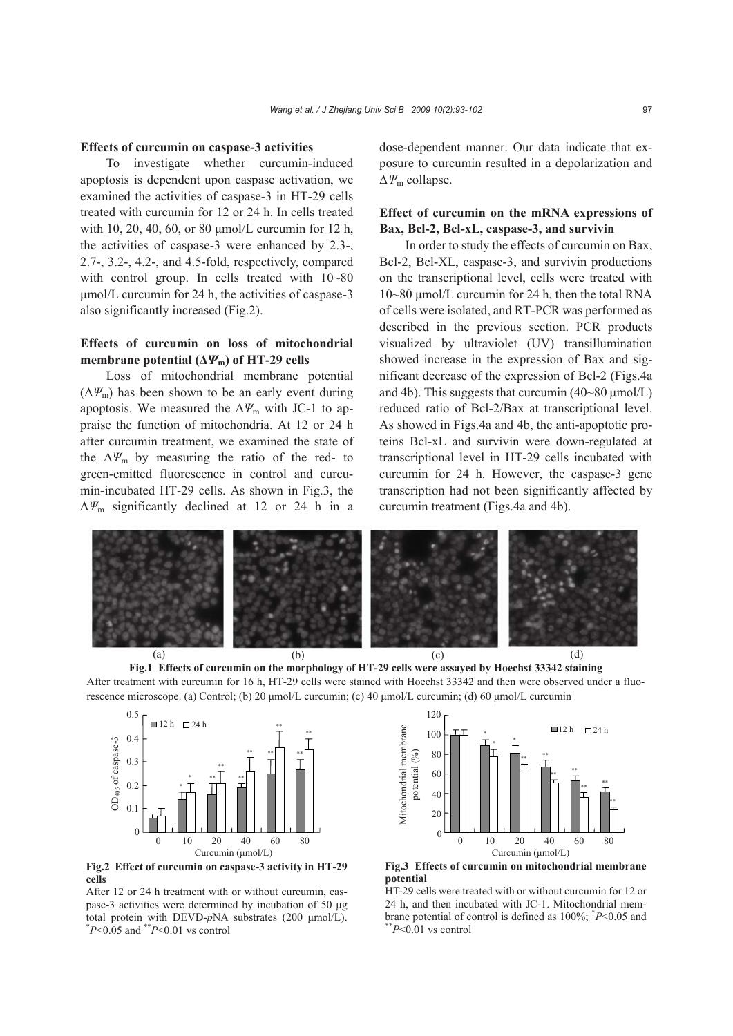### Effects of curcumin on caspase-3 activities

To investigate whether curcumin-induced apoptosis is dependent upon caspase activation, we examined the activities of caspase-3 in HT-29 cells treated with curcumin for 12 or 24 h. In cells treated with 10, 20, 40, 60, or 80 μmol/L curcumin for 12 h, the activities of caspase-3 were enhanced by 2.3-, 2.7-, 3.2-, 4.2-, and 4.5-fold, respectively, compared with control group. In cells treated with 10~80 μmol/L curcumin for 24 h, the activities of caspase-3 also significantly increased (Fig.2).

### Effects of curcumin on loss of mitochondrial membrane potential ($\Delta\Psi_m$) of HT-29 cells

Loss of mitochondrial membrane potential ($\Delta\Psi_m$) has been shown to be an early event during apoptosis. We measured the $\Delta\Psi_m$ with JC-1 to appraise the function of mitochondria. At 12 or 24 h after curcumin treatment, we examined the state of the $\Delta\Psi_m$ by measuring the ratio of the red- to green-emitted fluorescence in control and curcumin-incubated HT-29 cells. As shown in Fig.3, the $\Delta\Psi_m$ significantly declined at 12 or 24 h in a dose-dependent manner. Our data indicate that exposure to curcumin resulted in a depolarization and $\Delta\Psi_m$ collapse.

### Effect of curcumin on the mRNA expressions of Bax, Bcl-2, Bcl-xL, caspase-3, and survivin

In order to study the effects of curcumin on Bax, Bcl-2, Bcl-XL, caspase-3, and survivin productions on the transcriptional level, cells were treated with 10~80 μmol/L curcumin for 24 h, then the total RNA of cells were isolated, and RT-PCR was performed as described in the previous section. PCR products visualized by ultraviolet (UV) transillumination showed increase in the expression of Bax and significant decrease of the expression of Bcl-2 (Figs.4a and 4b). This suggests that curcumin (40~80 μmol/L) reduced ratio of Bcl-2/Bax at transcriptional level. As showed in Figs.4a and 4b, the anti-apoptotic proteins Bcl-xL and survivin were down-regulated at transcriptional level in HT-29 cells incubated with curcumin for 24 h. However, the caspase-3 gene transcription had not been significantly affected by curcumin treatment (Figs.4a and 4b).

**Fig.1 Effects of curcumin on the morphology of HT-29 cells were assayed by Hoechst 33342 staining**

After treatment with curcumin for 16 h, HT-29 cells were stained with Hoechst 33342 and then were observed under a fluorescence microscope. (a) Control; (b) 20 μmol/L curcumin; (c) 40 μmol/L curcumin; (d) 60 μmol/L curcumin

**Fig.2 Effect of curcumin on caspase-3 activity in HT-29 cells**

After 12 or 24 h treatment with or without curcumin, caspase-3 activities were determined by incubation of 50 μg total protein with DEVD-*p*NA substrates (200 μmol/L). $^{*}P<0.05$ and $^{**}P<0.01$ vs control

**Fig.3 Effects of curcumin on mitochondrial membrane potential**

HT-29 cells were treated with or without curcumin for 12 or 24 h, and then incubated with JC-1. Mitochondrial membrane potential of control is defined as 100%; $^{*}P<0.05$ and $^{**}P<0.01$ vs control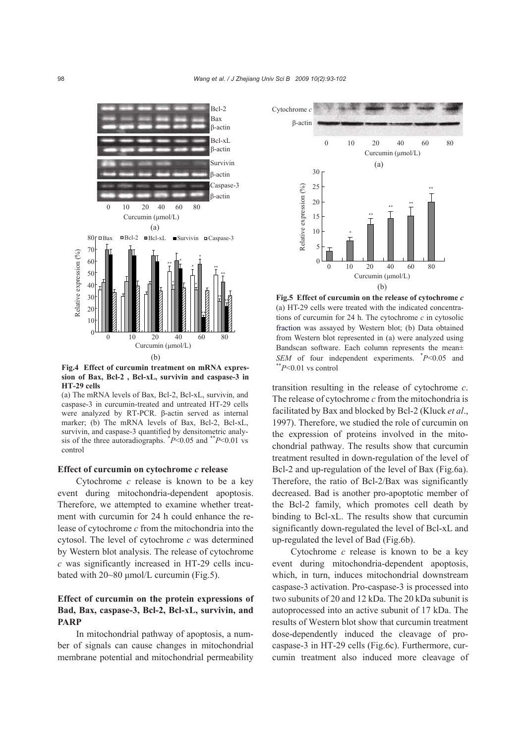**Fig.4 Effect of curcumin treatment on mRNA expression of Bax, Bcl-2, Bcl-xL, survivin and caspase-3 in HT-29 cells**

(a) The mRNA levels of Bax, Bcl-2, Bcl-xL, survivin, and caspase-3 in curcumin-treated and untreated HT-29 cells were analyzed by RT-PCR. β-actin served as internal marker; (b) The mRNA levels of Bax, Bcl-2, Bcl-xL, survivin, and caspase-3 quantified by densitometric analysis of the three autoradiographs. $^{*}P<0.05$ and $^{**}P<0.01$ vs control

### Effect of curcumin on cytochrome *c* release

Cytochrome *c* release is known to be a key event during mitochondria-dependent apoptosis. Therefore, we attempted to examine whether treatment with curcumin for 24 h could enhance the release of cytochrome *c* from the mitochondria into the cytosol. The level of cytochrome *c* was determined by Western blot analysis. The release of cytochrome *c* was significantly increased in HT-29 cells incubated with 20~80 μmol/L curcumin (Fig.5).

### Effect of curcumin on the protein expressions of Bad, Bax, caspase-3, Bcl-2, Bcl-xL, survivin, and PARP

In mitochondrial pathway of apoptosis, a number of signals can cause changes in mitochondrial membrane potential and mitochondrial permeability transition resulting in the release of cytochrome *c*. The release of cytochrome *c* from the mitochondria is facilitated by Bax and blocked by Bcl-2 (Kluck *et al*., 1997). Therefore, we studied the role of curcumin on the expression of proteins involved in the mitochondrial pathway. The results show that curcumin treatment resulted in down-regulation of the level of Bcl-2 and up-regulation of the level of Bax (Fig.6a). Therefore, the ratio of Bcl-2/Bax was significantly decreased. Bad is another pro-apoptotic member of the Bcl-2 family, which promotes cell death by binding to Bcl-xL. The results show that curcumin significantly down-regulated the level of Bcl-xL and up-regulated the level of Bad (Fig.6b).

**Fig.5 Effect of curcumin on the release of cytochrome *c***

(a) HT-29 cells were treated with the indicated concentrations of curcumin for 24 h. The cytochrome *c* in cytosolic fraction was assayed by Western blot; (b) Data obtained from Western blot represented in (a) were analyzed using Bandscan software. Each column represents the mean± *SEM* of four independent experiments. $^{*}P<0.05$ and $^{**}P<0.01$ vs control

Cytochrome *c* release is known to be a key event during mitochondria-dependent apoptosis, which, in turn, induces mitochondrial downstream caspase-3 activation. Pro-caspase-3 is processed into two subunits of 20 and 12 kDa. The 20 kDa subunit is autoprocessed into an active subunit of 17 kDa. The results of Western blot show that curcumin treatment dose-dependently induced the cleavage of pro-caspase-3 in HT-29 cells (Fig.6c). Furthermore, curcumin treatment also induced more cleavage of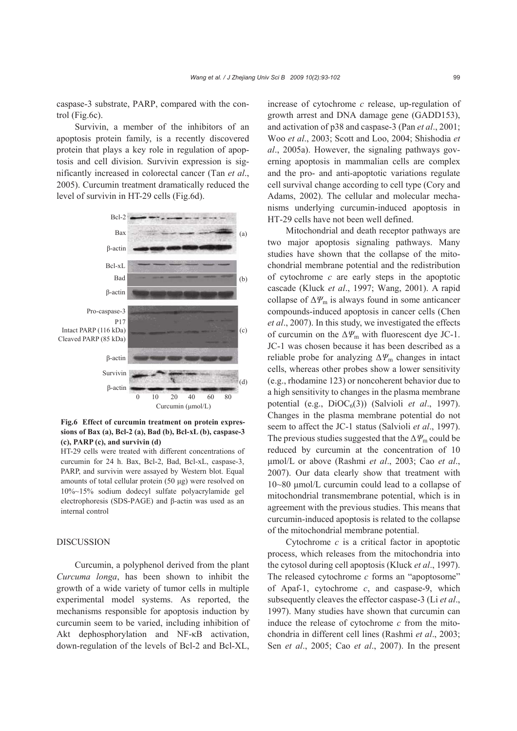caspase-3 substrate, PARP, compared with the control (Fig.6c).

Survivin, a member of the inhibitors of an apoptosis protein family, is a recently discovered protein that plays a key role in regulation of apoptosis and cell division. Survivin expression is significantly increased in colorectal cancer (Tan *et al*., 2005). Curcumin treatment dramatically reduced the level of survivin in HT-29 cells (Fig.6d).

**Fig.6 Effect of curcumin treatment on protein expressions of Bax (a), Bcl-2 (a), Bad (b), Bcl-xL (b), caspase-3 (c), PARP (c), and survivin (d)**

HT-29 cells were treated with different concentrations of curcumin for 24 h. Bax, Bcl-2, Bad, Bcl-xL, caspase-3, PARP, and survivin were assayed by Western blot. Equal amounts of total cellular protein (50 μg) were resolved on 10%~15% sodium dodecyl sulfate polyacrylamide gel electrophoresis (SDS-PAGE) and β-actin was used as an internal control

## DISCUSSION

Curcumin, a polyphenol derived from the plant *Curcuma longa*, has been shown to inhibit the growth of a wide variety of tumor cells in multiple experimental model systems. As reported, the mechanisms responsible for apoptosis induction by curcumin seem to be varied, including inhibition of Akt dephosphorylation and NF-κB activation, down-regulation of the levels of Bcl-2 and Bcl-XL, increase of cytochrome *c* release, up-regulation of growth arrest and DNA damage gene (GADD153), and activation of p38 and caspase-3 (Pan *et al*., 2001; Woo *et al*., 2003; Scott and Loo, 2004; Shishodia *et al*., 2005a). However, the signaling pathways governing apoptosis in mammalian cells are complex and the pro- and anti-apoptotic variations regulate cell survival change according to cell type (Cory and Adams, 2002). The cellular and molecular mechanisms underlying curcumin-induced apoptosis in HT-29 cells have not been well defined.

Mitochondrial and death receptor pathways are two major apoptosis signaling pathways. Many studies have shown that the collapse of the mitochondrial membrane potential and the redistribution of cytochrome *c* are early steps in the apoptotic cascade (Kluck *et al*., 1997; Wang, 2001). A rapid collapse of $\Delta\Psi_m$ is always found in some anticancer compounds-induced apoptosis in cancer cells (Chen *et al*., 2007). In this study, we investigated the effects of curcumin on the $\Delta\Psi_m$ with fluorescent dye JC-1. JC-1 was chosen because it has been described as a reliable probe for analyzing $\Delta\Psi_m$ changes in intact cells, whereas other probes show a lower sensitivity (e.g., rhodamine 123) or noncoherent behavior due to a high sensitivity to changes in the plasma membrane potential (e.g., $DiOC_6(3)$) (Salvioli *et al*., 1997). Changes in the plasma membrane potential do not seem to affect the JC-1 status (Salvioli *et al*., 1997). The previous studies suggested that the $\Delta\Psi_m$ could be reduced by curcumin at the concentration of 10 μmol/L or above (Rashmi *et al*., 2003; Cao *et al*., 2007). Our data clearly show that treatment with 10~80 μmol/L curcumin could lead to a collapse of mitochondrial transmembrane potential, which is in agreement with the previous studies. This means that curcumin-induced apoptosis is related to the collapse of the mitochondrial membrane potential.

Cytochrome *c* is a critical factor in apoptotic process, which releases from the mitochondria into the cytosol during cell apoptosis (Kluck *et al*., 1997). The released cytochrome *c* forms an "apoptosome" of Apaf-1, cytochrome *c*, and caspase-9, which subsequently cleaves the effector caspase-3 (Li *et al*., 1997). Many studies have shown that curcumin can induce the release of cytochrome *c* from the mitochondria in different cell lines (Rashmi *et al*., 2003; Sen *et al*., 2005; Cao *et al*., 2007). In the present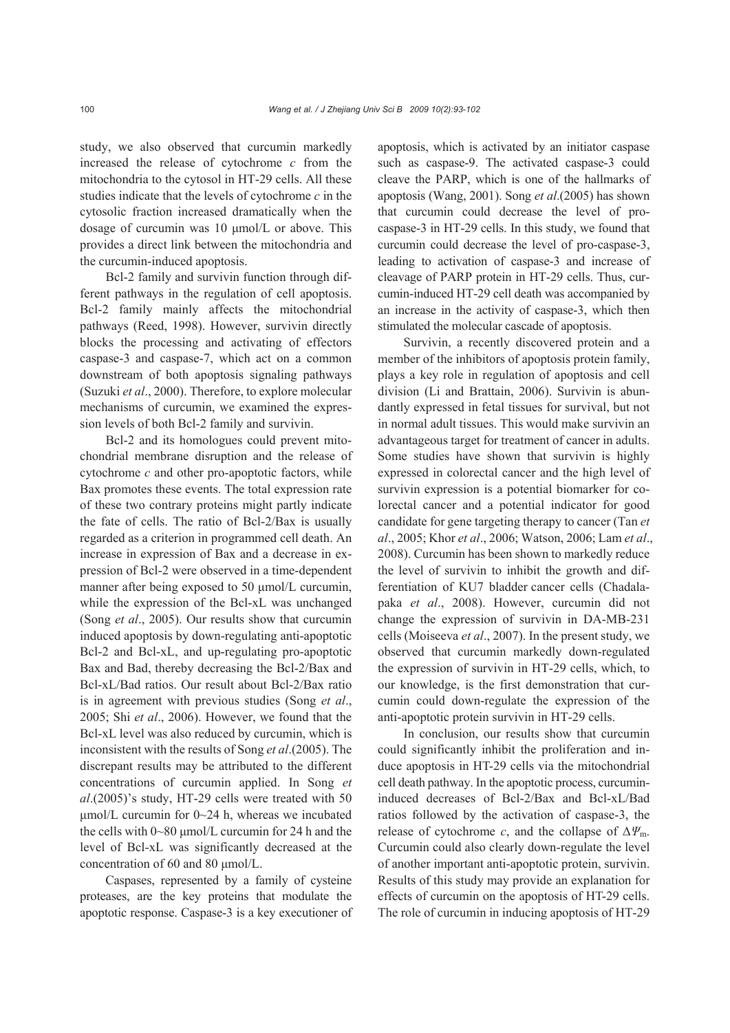study, we also observed that curcumin markedly increased the release of cytochrome *c* from the mitochondria to the cytosol in HT-29 cells. All these studies indicate that the levels of cytochrome *c* in the cytosolic fraction increased dramatically when the dosage of curcumin was 10 μmol/L or above. This provides a direct link between the mitochondria and the curcumin-induced apoptosis.

Bcl-2 family and survivin function through different pathways in the regulation of cell apoptosis. Bcl-2 family mainly affects the mitochondrial pathways (Reed, 1998). However, survivin directly blocks the processing and activating of effectors caspase-3 and caspase-7, which act on a common downstream of both apoptosis signaling pathways (Suzuki *et al*., 2000). Therefore, to explore molecular mechanisms of curcumin, we examined the expression levels of both Bcl-2 family and survivin.

Bcl-2 and its homologues could prevent mitochondrial membrane disruption and the release of cytochrome *c* and other pro-apoptotic factors, while Bax promotes these events. The total expression rate of these two contrary proteins might partly indicate the fate of cells. The ratio of Bcl-2/Bax is usually regarded as a criterion in programmed cell death. An increase in expression of Bax and a decrease in expression of Bcl-2 were observed in a time-dependent manner after being exposed to 50 μmol/L curcumin, while the expression of the Bcl-xL was unchanged (Song *et al*., 2005). Our results show that curcumin induced apoptosis by down-regulating anti-apoptotic Bcl-2 and Bcl-xL, and up-regulating pro-apoptotic Bax and Bad, thereby decreasing the Bcl-2/Bax and Bcl-xL/Bad ratios. Our result about Bcl-2/Bax ratio is in agreement with previous studies (Song *et al*., 2005; Shi *et al*., 2006). However, we found that the Bcl-xL level was also reduced by curcumin, which is inconsistent with the results of Song *et al*.(2005). The discrepant results may be attributed to the different concentrations of curcumin applied. In Song *et al*.(2005)'s study, HT-29 cells were treated with 50 μmol/L curcumin for 0~24 h, whereas we incubated the cells with 0~80 μmol/L curcumin for 24 h and the level of Bcl-xL was significantly decreased at the concentration of 60 and 80 μmol/L.

Caspases, represented by a family of cysteine proteases, are the key proteins that modulate the apoptotic response. Caspase-3 is a key executioner of apoptosis, which is activated by an initiator caspase such as caspase-9. The activated caspase-3 could cleave the PARP, which is one of the hallmarks of apoptosis (Wang, 2001). Song *et al*.(2005) has shown that curcumin could decrease the level of pro-caspase-3 in HT-29 cells. In this study, we found that curcumin could decrease the level of pro-caspase-3, leading to activation of caspase-3 and increase of cleavage of PARP protein in HT-29 cells. Thus, curcumin-induced HT-29 cell death was accompanied by an increase in the activity of caspase-3, which then stimulated the molecular cascade of apoptosis.

Survivin, a recently discovered protein and a member of the inhibitors of apoptosis protein family, plays a key role in regulation of apoptosis and cell division (Li and Brattain, 2006). Survivin is abundantly expressed in fetal tissues for survival, but not in normal adult tissues. This would make survivin an advantageous target for treatment of cancer in adults. Some studies have shown that survivin is highly expressed in colorectal cancer and the high level of survivin expression is a potential biomarker for colorectal cancer and a potential indicator for good candidate for gene targeting therapy to cancer (Tan *et al*., 2005; Khor *et al*., 2006; Watson, 2006; Lam *et al*., 2008). Curcumin has been shown to markedly reduce the level of survivin to inhibit the growth and differentiation of KU7 bladder cancer cells (Chadalapaka *et al*., 2008). However, curcumin did not change the expression of survivin in DA-MB-231 cells (Moiseeva *et al*., 2007). In the present study, we observed that curcumin markedly down-regulated the expression of survivin in HT-29 cells, which, to our knowledge, is the first demonstration that curcumin could down-regulate the expression of the anti-apoptotic protein survivin in HT-29 cells.

In conclusion, our results show that curcumin could significantly inhibit the proliferation and induce apoptosis in HT-29 cells via the mitochondrial cell death pathway. In the apoptotic process, curcumin-induced decreases of Bcl-2/Bax and Bcl-xL/Bad ratios followed by the activation of caspase-3, the release of cytochrome *c*, and the collapse of $\Delta\Psi_m$. Curcumin could also clearly down-regulate the level of another important anti-apoptotic protein, survivin. Results of this study may provide an explanation for effects of curcumin on the apoptosis of HT-29 cells. The role of curcumin in inducing apoptosis of HT-29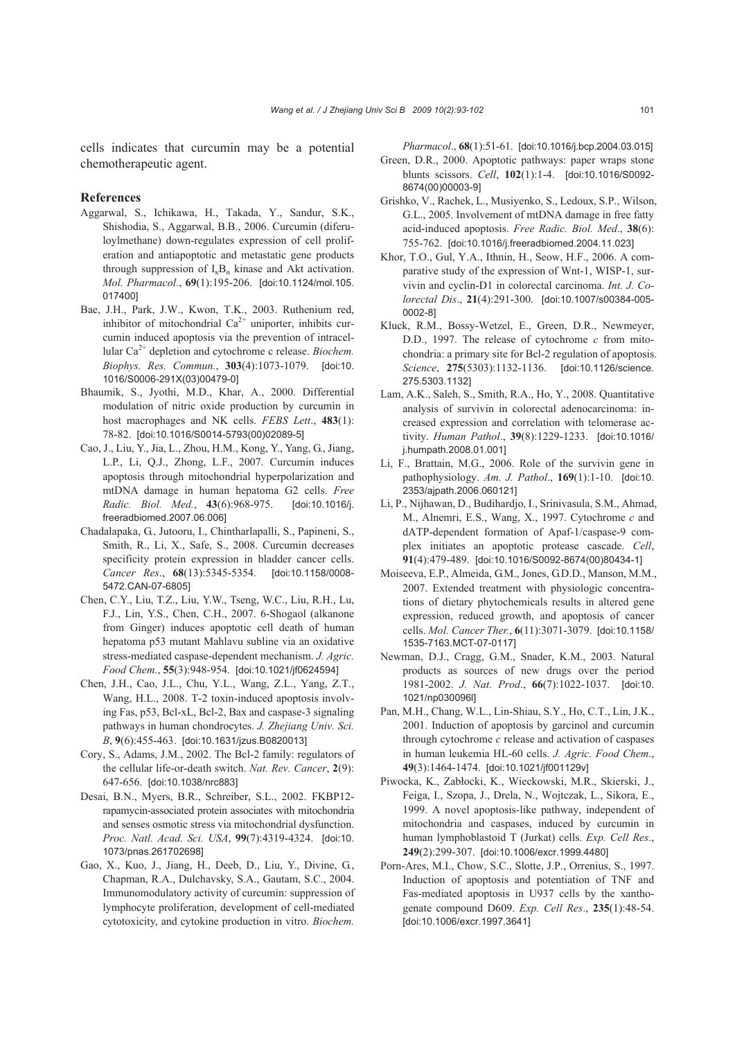cells indicates that curcumin may be a potential chemotherapeutic agent.

## References

Aggarwal, S., Ichikawa, H., Takada, Y., Sandur, S.K., Shishodia, S., Aggarwal, B.B., 2006. Curcumin (diferuloylmethane) down-regulates expression of cell proliferation and antiapoptotic and metastatic gene products through suppression of $I_{\kappa}B_{\alpha}$ kinase and Akt activation. *Mol. Pharmacol.*, **69**(1):195-206. [doi:10.1124/mol.105.017400]

Bae, J.H., Park, J.W., Kwon, T.K., 2003. Ruthenium red, inhibitor of mitochondrial $Ca^{2+}$ uniporter, inhibits curcumin induced apoptosis via the prevention of intracellular $Ca^{2+}$ depletion and cytochrome c release. *Biochem. Biophys. Res. Commun.*, **303**(4):1073-1079. [doi:10.1016/S0006-291X(03)00479-0]

Bhaumik, S., Jyothi, M.D., Khar, A., 2000. Differential modulation of nitric oxide production by curcumin in host macrophages and NK cells. *FEBS Lett*., **483**(1):78-82. [doi:10.1016/S0014-5793(00)02089-5]

Cao, J., Liu, Y., Jia, L., Zhou, H.M., Kong, Y., Yang, G., Jiang, L.P., Li, Q.J., Zhong, L.F., 2007. Curcumin induces apoptosis through mitochondrial hyperpolarization and mtDNA damage in human hepatoma G2 cells. *Free Radic. Biol. Med.*, **43**(6):968-975. [doi:10.1016/j.freeradbiomed.2007.06.006]

Chadalapaka, G., Jutooru, I., Chintharlapalli, S., Papineni, S., Smith, R., Li, X., Safe, S., 2008. Curcumin decreases specificity protein expression in bladder cancer cells. *Cancer Res*., **68**(13):5345-5354. [doi:10.1158/0008-5472.CAN-07-6805]

Chen, C.Y., Liu, T.Z., Liu, Y.W., Tseng, W.C., Liu, R.H., Lu, F.J., Lin, Y.S., Chen, C.H., 2007. 6-Shogaol (alkanone from Ginger) induces apoptotic cell death of human hepatoma p53 mutant Mahlavu subline via an oxidative stress-mediated caspase-dependent mechanism. *J. Agric. Food Chem.*, **55**(3):948-954. [doi:10.1021/jf0624594]

Chen, J.H., Cao, J.L., Chu, Y.L., Wang, Z.L., Yang, Z.T., Wang, H.L., 2008. T-2 toxin-induced apoptosis involving Fas, p53, Bcl-xL, Bcl-2, Bax and caspase-3 signaling pathways in human chondrocytes. *J. Zhejiang Univ. Sci. B*, **9**(6):455-463. [doi:10.1631/jzus.B0820013]

Cory, S., Adams, J.M., 2002. The Bcl-2 family: regulators of the cellular life-or-death switch. *Nat. Rev. Cancer*, **2**(9):647-656. [doi:10.1038/nrc883]

Desai, B.N., Myers, B.R., Schreiber, S.L., 2002. FKBP12-rapamycin-associated protein associates with mitochondria and senses osmotic stress via mitochondrial dysfunction. *Proc. Natl. Acad. Sci. USA*, **99**(7):4319-4324. [doi:10.1073/pnas.261702698]

Gao, X., Kuo, J., Jiang, H., Deeb, D., Liu, Y., Divine, G., Chapman, R.A., Dulchavsky, S.A., Gautam, S.C., 2004. Immunomodulatory activity of curcumin: suppression of lymphocyte proliferation, development of cell-mediated cytotoxicity, and cytokine production in vitro. *Biochem. Pharmacol*., **68**(1):51-61. [doi:10.1016/j.bcp.2004.03.015]

Green, D.R., 2000. Apoptotic pathways: paper wraps stone blunts scissors. *Cell*, **102**(1):1-4. [doi:10.1016/S0092-8674(00)00003-9]

Grishko, V., Rachek, L., Musiyenko, S., Ledoux, S.P., Wilson, G.L., 2005. Involvement of mtDNA damage in free fatty acid-induced apoptosis. *Free Radic. Biol. Med*., **38**(6):755-762. [doi:10.1016/j.freeradbiomed.2004.11.023]

Khor, T.O., Gul, Y.A., Ithnin, H., Seow, H.F., 2006. A comparative study of the expression of Wnt-1, WISP-1, survivin and cyclin-D1 in colorectal carcinoma. *Int. J. Colorectal Dis*., **21**(4):291-300. [doi:10.1007/s00384-005-0002-8]

Kluck, R.M., Bossy-Wetzel, E., Green, D.R., Newmeyer, D.D., 1997. The release of cytochrome *c* from mitochondria: a primary site for Bcl-2 regulation of apoptosis. *Science*, **275**(5303):1132-1136. [doi:10.1126/science.275.5303.1132]

Lam, A.K., Saleh, S., Smith, R.A., Ho, Y., 2008. Quantitative analysis of survivin in colorectal adenocarcinoma: increased expression and correlation with telomerase activity. *Human Pathol*., **39**(8):1229-1233. [doi:10.1016/j.humpath.2008.01.001]

Li, F., Brattain, M.G., 2006. Role of the survivin gene in pathophysiology. *Am. J. Pathol*., **169**(1):1-10. [doi:10.2353/ajpath.2006.060121]

Li, P., Nijhawan, D., Budihardjo, I., Srinivasula, S.M., Ahmad, M., Alnemri, E.S., Wang, X., 1997. Cytochrome *c* and dATP-dependent formation of Apaf-1/caspase-9 complex initiates an apoptotic protease cascade. *Cell*, **91**(4):479-489. [doi:10.1016/S0092-8674(00)80434-1]

Moiseeva, E.P., Almeida, G.M., Jones, G.D.D., Manson, M.M., 2007. Extended treatment with physiologic concentrations of dietary phytochemicals results in altered gene expression, reduced growth, and apoptosis of cancer cells. *Mol. Cancer Ther.*, **6**(11):3071-3079. [doi:10.1158/1535-7163.MCT-07-0117]

Newman, D.J., Cragg, G.M., Snader, K.M., 2003. Natural products as sources of new drugs over the period 1981-2002. *J. Nat. Prod*., **66**(7):1022-1037. [doi:10.1021/np030096l]

Pan, M.H., Chang, W.L., Lin-Shiau, S.Y., Ho, C.T., Lin, J.K., 2001. Induction of apoptosis by garcinol and curcumin through cytochrome *c* release and activation of caspases in human leukemia HL-60 cells. *J. Agric. Food Chem*., **49**(3):1464-1474. [doi:10.1021/jf001129v]

Piwocka, K., Zabłocki, K., Wieckowski, M.R., Skierski, J., Feiga, I., Szopa, J., Drela, N., Wojtczak, L., Sikora, E., 1999. A novel apoptosis-like pathway, independent of mitochondria and caspases, induced by curcumin in human lymphoblastoid T (Jurkat) cells. *Exp. Cell Res*., **249**(2):299-307. [doi:10.1006/excr.1999.4480]

Porn-Ares, M.I., Chow, S.C., Slotte, J.P., Orrenius, S., 1997. Induction of apoptosis and potentiation of TNF and Fas-mediated apoptosis in U937 cells by the xanthogenate compound D609. *Exp. Cell Res*., **235**(1):48-54. [doi:10.1006/excr.1997.3641]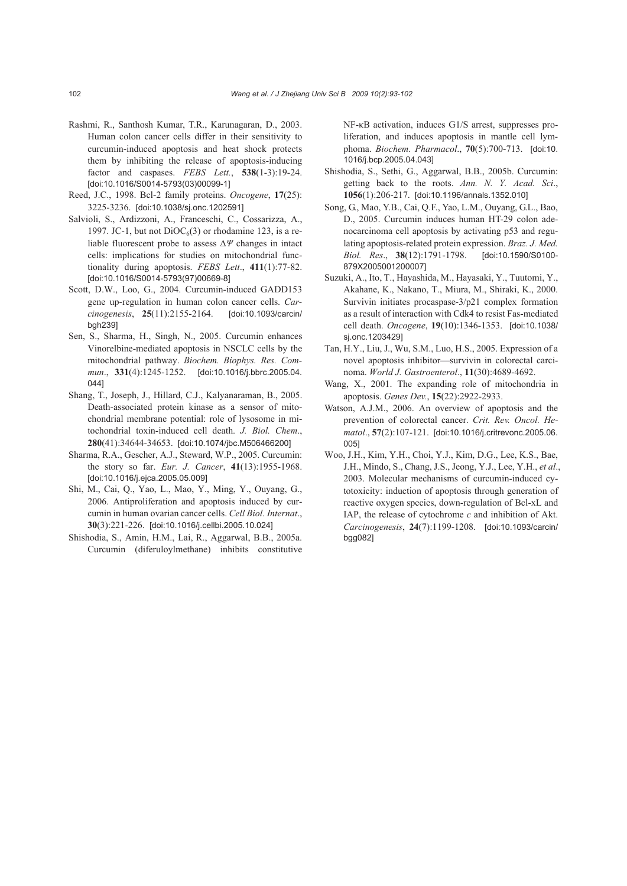Rashmi, R., Santhosh Kumar, T.R., Karunagaran, D., 2003. Human colon cancer cells differ in their sensitivity to curcumin-induced apoptosis and heat shock protects them by inhibiting the release of apoptosis-inducing factor and caspases. *FEBS Lett.*, **538**(1-3):19-24. [doi:10.1016/S0014-5793(03)00099-1]

Reed, J.C., 1998. Bcl-2 family proteins. *Oncogene*, **17**(25): 3225-3236. [doi:10.1038/sj.onc.1202591]

Salvioli, S., Ardizzoni, A., Franceschi, C., Cossarizza, A., 1997. JC-1, but not $DiOC_6(3)$ or rhodamine 123, is a reliable fluorescent probe to assess $\Delta\Psi$ changes in intact cells: implications for studies on mitochondrial functionality during apoptosis. *FEBS Lett*., **411**(1):77-82. [doi:10.1016/S0014-5793(97)00669-8]

Scott, D.W., Loo, G., 2004. Curcumin-induced GADD153 gene up-regulation in human colon cancer cells. *Carcinogenesis*, **25**(11):2155-2164. [doi:10.1093/carcin/bgh239]

Sen, S., Sharma, H., Singh, N., 2005. Curcumin enhances Vinorelbine-mediated apoptosis in NSCLC cells by the mitochondrial pathway. *Biochem. Biophys. Res. Commun*., **331**(4):1245-1252. [doi:10.1016/j.bbrc.2005.04.044]

Shang, T., Joseph, J., Hillard, C.J., Kalyanaraman, B., 2005. Death-associated protein kinase as a sensor of mitochondrial membrane potential: role of lysosome in mitochondrial toxin-induced cell death. *J. Biol. Chem*., **280**(41):34644-34653. [doi:10.1074/jbc.M506466200]

Sharma, R.A., Gescher, A.J., Steward, W.P., 2005. Curcumin: the story so far. *Eur. J. Cancer*, **41**(13):1955-1968. [doi:10.1016/j.ejca.2005.05.009]

Shi, M., Cai, Q., Yao, L., Mao, Y., Ming, Y., Ouyang, G., 2006. Antiproliferation and apoptosis induced by curcumin in human ovarian cancer cells. *Cell Biol. Internat*., **30**(3):221-226. [doi:10.1016/j.cellbi.2005.10.024]

Shishodia, S., Amin, H.M., Lai, R., Aggarwal, B.B., 2005a. Curcumin (diferuloylmethane) inhibits constitutive NF-κB activation, induces G1/S arrest, suppresses proliferation, and induces apoptosis in mantle cell lymphoma. *Biochem. Pharmacol*., **70**(5):700-713. [doi:10.1016/j.bcp.2005.04.043]

Shishodia, S., Sethi, G., Aggarwal, B.B., 2005b. Curcumin: getting back to the roots. *Ann. N. Y. Acad. Sci*., **1056**(1):206-217. [doi:10.1196/annals.1352.010]

Song, G., Mao, Y.B., Cai, Q.F., Yao, L.M., Ouyang, G.L., Bao, D., 2005. Curcumin induces human HT-29 colon adenocarcinoma cell apoptosis by activating p53 and regulating apoptosis-related protein expression. *Braz. J. Med. Biol. Res*., **38**(12):1791-1798. [doi:10.1590/S0100-879X2005001200007]

Suzuki, A., Ito, T., Hayashida, M., Hayasaki, Y., Tuutomi, Y., Akahane, K., Nakano, T., Miura, M., Shiraki, K., 2000. Survivin initiates procaspase-3/p21 complex formation as a result of interaction with Cdk4 to resist Fas-mediated cell death. *Oncogene*, **19**(10):1346-1353. [doi:10.1038/sj.onc.1203429]

Tan, H.Y., Liu, J., Wu, S.M., Luo, H.S., 2005. Expression of a novel apoptosis inhibitor—survivin in colorectal carcinoma. *World J. Gastroenterol*., **11**(30):4689-4692.

Wang, X., 2001. The expanding role of mitochondria in apoptosis. *Genes Dev.*, **15**(22):2922-2933.

Watson, A.J.M., 2006. An overview of apoptosis and the prevention of colorectal cancer. *Crit. Rev. Oncol. Hematol*., **57**(2):107-121. [doi:10.1016/j.critrevonc.2005.06.005]

Woo, J.H., Kim, Y.H., Choi, Y.J., Kim, D.G., Lee, K.S., Bae, J.H., Mindo, S., Chang, J.S., Jeong, Y.J., Lee, Y.H., *et al*., 2003. Molecular mechanisms of curcumin-induced cytotoxicity: induction of apoptosis through generation of reactive oxygen species, down-regulation of Bcl-xL and IAP, the release of cytochrome *c* and inhibition of Akt. *Carcinogenesis*, **24**(7):1199-1208. [doi:10.1093/carcin/bgg082]